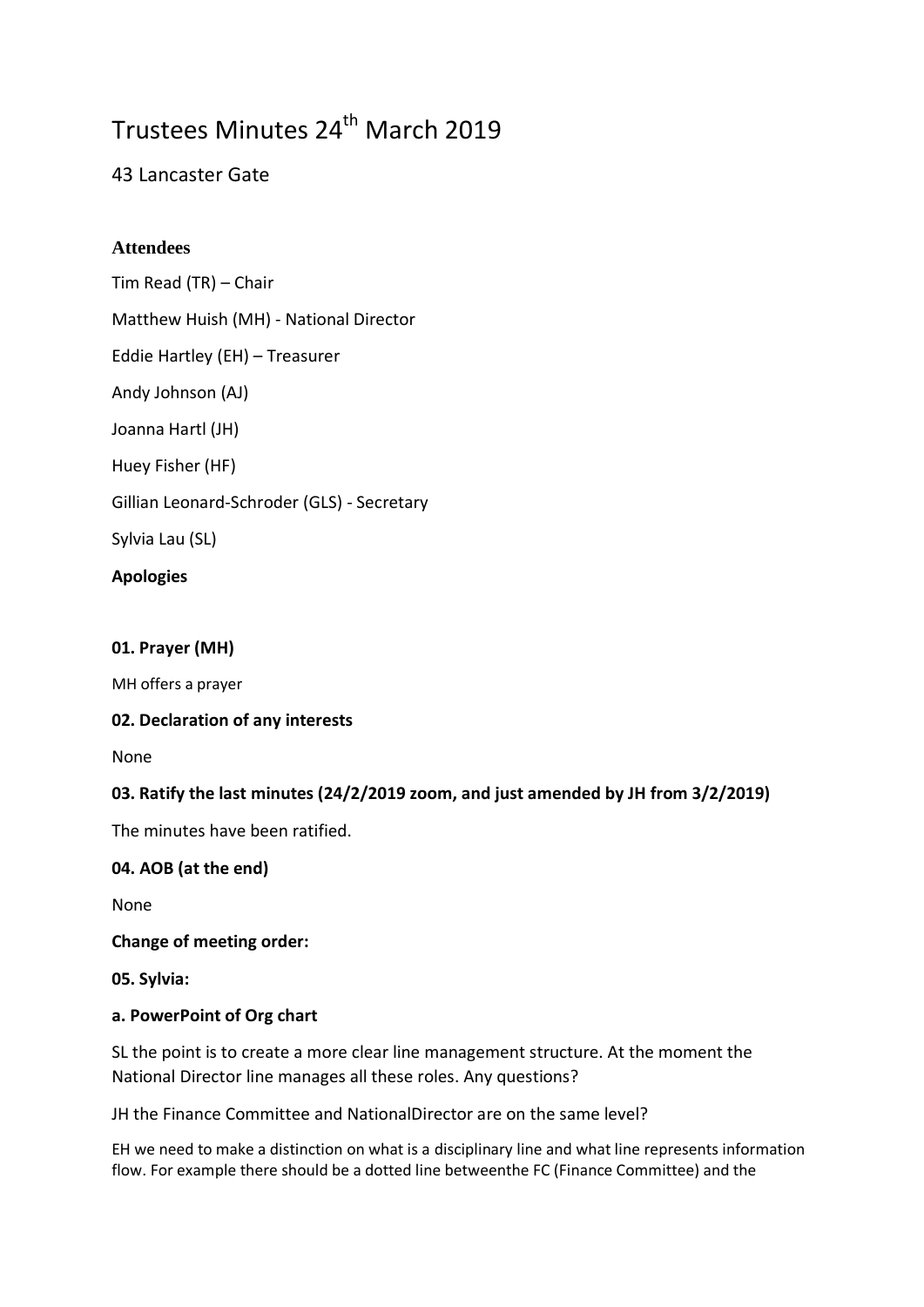# Trustees Minutes 24th March 2019

## 43 Lancaster Gate

### Attendees

Tim Read (TR) – Chair

Matthew Huish (MH) - National Director

Eddie Hartley (EH) – Treasurer

Andy Johnson (AJ)

Joanna Hartl (JH)

Huey Fisher (HF)

Gillian Leonard-Schroder (GLS) - Secretary

Sylvia Lau (SL)

**Apologies**

**01. Prayer (MH)**

MH offers a prayer

**02. Declaration of any interests**

None

**03. Ratify the last minutes (24/2/2019 zoom, and just amended by JH from 3/2/2019)**

The minutes have been ratified.

**04. AOB (at the end)**

None

**Change of meeting order:**

**05. Sylvia:**

**a. PowerPoint of Org chart**

SL the point is to create a more clear line management structure. At the moment the National Director line manages all these roles. Any questions?

JH the Finance Committee and NationalDirector are on the same level?

EH we need to make a distinction on what is a disciplinary line and what line represents information flow. For example there should be a dotted line betweenthe FC (Finance Committee) and the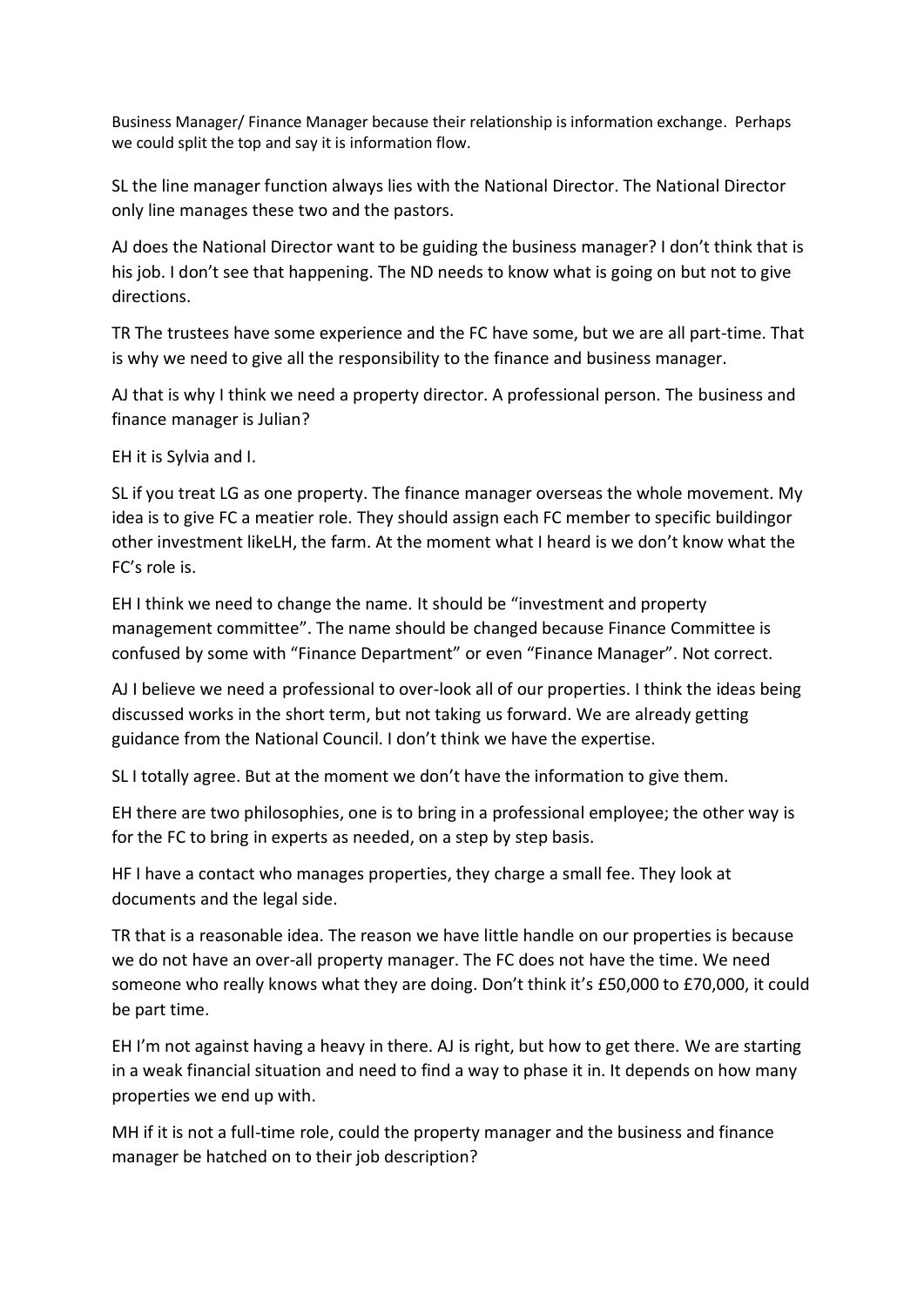Business Manager/ Finance Manager because their relationship is information exchange. Perhaps we could split the top and say it is information flow.

SL the line manager function always lies with the National Director. The National Director only line manages these two and the pastors.

AJ does the National Director want to be guiding the business manager? I don't think that is his job. I don't see that happening. The ND needs to know what is going on but not to give directions.

TR The trustees have some experience and the FC have some, but we are all part-time. That is why we need to give all the responsibility to the finance and business manager.

AJ that is why I think we need a property director. A professional person. The business and finance manager is Julian?

EH it is Sylvia and I.

SL if you treat LG as one property. The finance manager overseas the whole movement. My idea is to give FC a meatier role. They should assign each FC member to specific buildingor other investment likeLH, the farm. At the moment what I heard is we don't know what the FC's role is.

EH I think we need to change the name. It should be "investment and property management committee". The name should be changed because Finance Committee is confused by some with "Finance Department" or even "Finance Manager". Not correct.

AJ I believe we need a professional to over-look all of our properties. I think the ideas being discussed works in the short term, but not taking us forward. We are already getting guidance from the National Council. I don't think we have the expertise.

SL I totally agree. But at the moment we don't have the information to give them.

EH there are two philosophies, one is to bring in a professional employee; the other way is for the FC to bring in experts as needed, on a step by step basis.

HF I have a contact who manages properties, they charge a small fee. They look at documents and the legal side.

TR that is a reasonable idea. The reason we have little handle on our properties is because we do not have an over-all property manager. The FC does not have the time. We need someone who really knows what they are doing. Don't think it's £50,000 to £70,000, it could be part time.

EH I'm not against having a heavy in there. AJ is right, but how to get there. We are starting in a weak financial situation and need to find a way to phase it in. It depends on how many properties we end up with.

MH if it is not a full-time role, could the property manager and the business and finance manager be hatched on to their job description?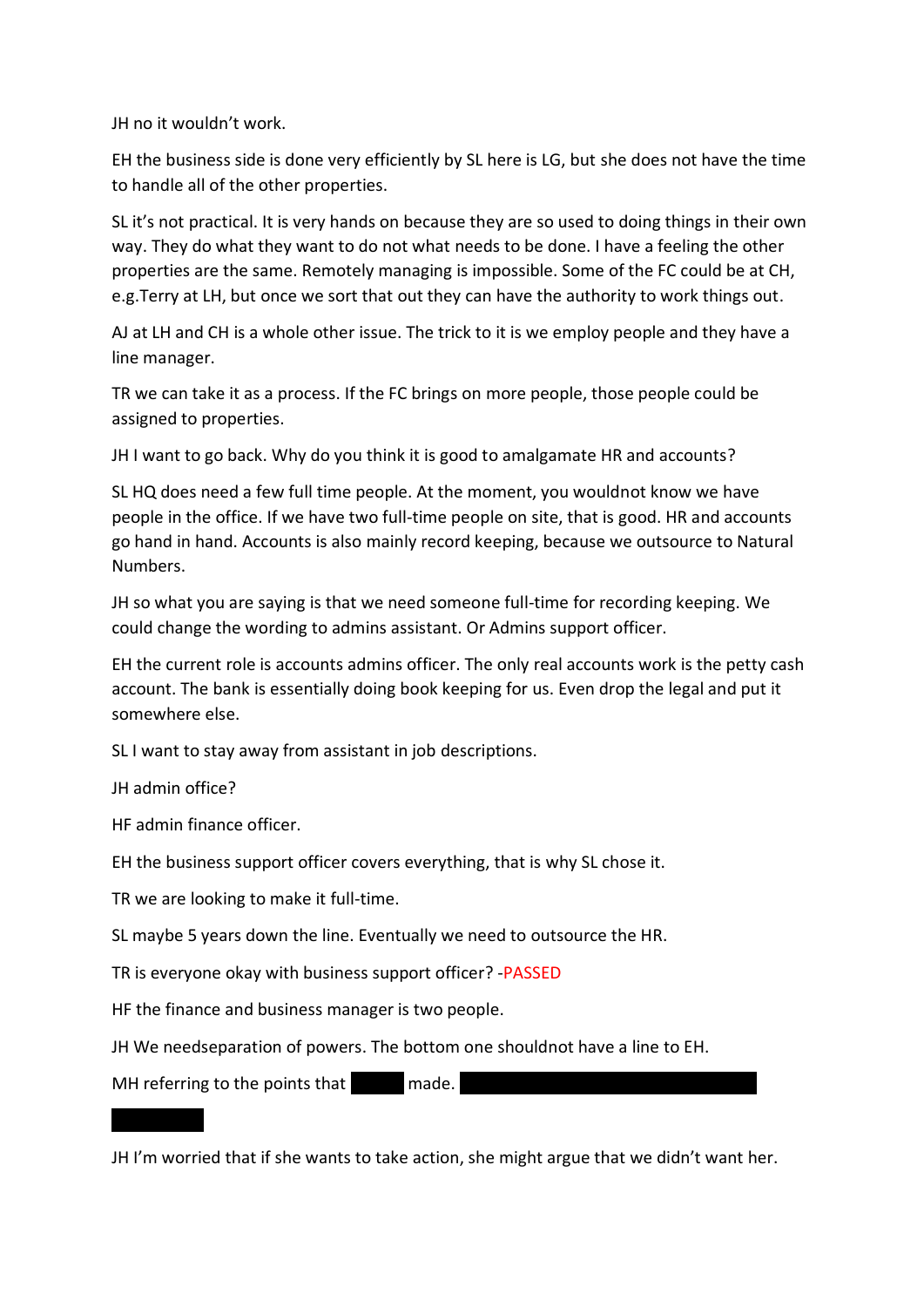JH no it wouldn't work.

EH the business side is done very efficiently by SL here is LG, but she does not have the time to handle all of the other properties.

SL it's not practical. It is very hands on because they are so used to doing things in their own way. They do what they want to do not what needs to be done. I have a feeling the other properties are the same. Remotely managing is impossible. Some of the FC could be at CH, e.g.Terry at LH, but once we sort that out they can have the authority to work things out.

AJ at LH and CH is a whole other issue. The trick to it is we employ people and they have a line manager.

TR we can take it as a process. If the FC brings on more people, those people could be assigned to properties.

JH I want to go back. Why do you think it is good to amalgamate HR and accounts?

SL HQ does need a few full time people. At the moment, you wouldnot know we have people in the office. If we have two full-time people on site, that is good. HR and accounts go hand in hand. Accounts is also mainly record keeping, because we outsource to Natural Numbers.

JH so what you are saying is that we need someone full-time for recording keeping. We could change the wording to admins assistant. Or Admins support officer.

EH the current role is accounts admins officer. The only real accounts work is the petty cash account. The bank is essentially doing book keeping for us. Even drop the legal and put it somewhere else.

SL I want to stay away from assistant in job descriptions.

JH admin office?

HF admin finance officer.

EH the business support officer covers everything, that is why SL chose it.

TR we are looking to make it full-time.

SL maybe 5 years down the line. Eventually we need to outsource the HR.

TR is everyone okay with business support officer? -PASSED

HF the finance and business manager is two people.

JH We needseparation of powers. The bottom one shouldnot have a line to EH.

MH referring to the points that [REDACTED] made. [REDACTED]

[REDACTED]

JH I'm worried that if she wants to take action, she might argue that we didn't want her.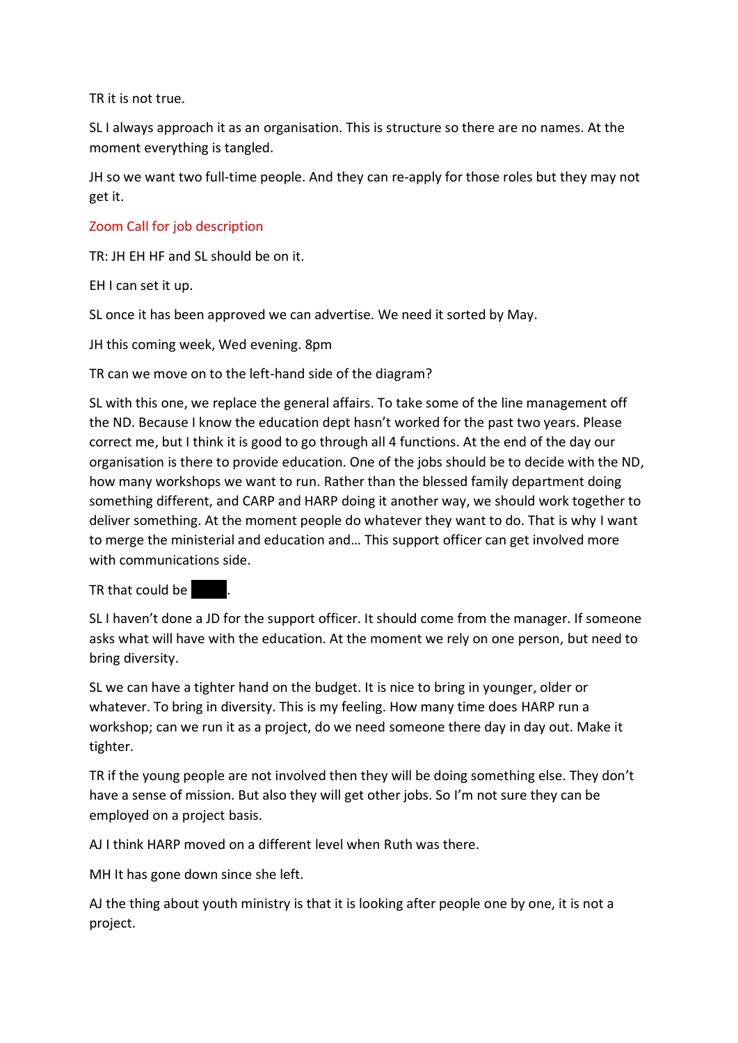TR it is not true.

SL I always approach it as an organisation. This is structure so there are no names. At the moment everything is tangled.

JH so we want two full-time people. And they can re-apply for those roles but they may not get it.

Zoom Call for job description

TR: JH EH HF and SL should be on it.

EH I can set it up.

SL once it has been approved we can advertise. We need it sorted by May.

JH this coming week, Wed evening. 8pm

TR can we move on to the left-hand side of the diagram?

SL with this one, we replace the general affairs. To take some of the line management off the ND. Because I know the education dept hasn't worked for the past two years. Please correct me, but I think it is good to go through all 4 functions. At the end of the day our organisation is there to provide education. One of the jobs should be to decide with the ND, how many workshops we want to run. Rather than the blessed family department doing something different, and CARP and HARP doing it another way, we should work together to deliver something. At the moment people do whatever they want to do. That is why I want to merge the ministerial and education and… This support officer can get involved more with communications side.

TR that could be ████.

SL I haven't done a JD for the support officer. It should come from the manager. If someone asks what will have with the education. At the moment we rely on one person, but need to bring diversity.

SL we can have a tighter hand on the budget. It is nice to bring in younger, older or whatever. To bring in diversity. This is my feeling. How many time does HARP run a workshop; can we run it as a project, do we need someone there day in day out. Make it tighter.

TR if the young people are not involved then they will be doing something else. They don't have a sense of mission. But also they will get other jobs. So I'm not sure they can be employed on a project basis.

AJ I think HARP moved on a different level when Ruth was there.

MH It has gone down since she left.

AJ the thing about youth ministry is that it is looking after people one by one, it is not a project.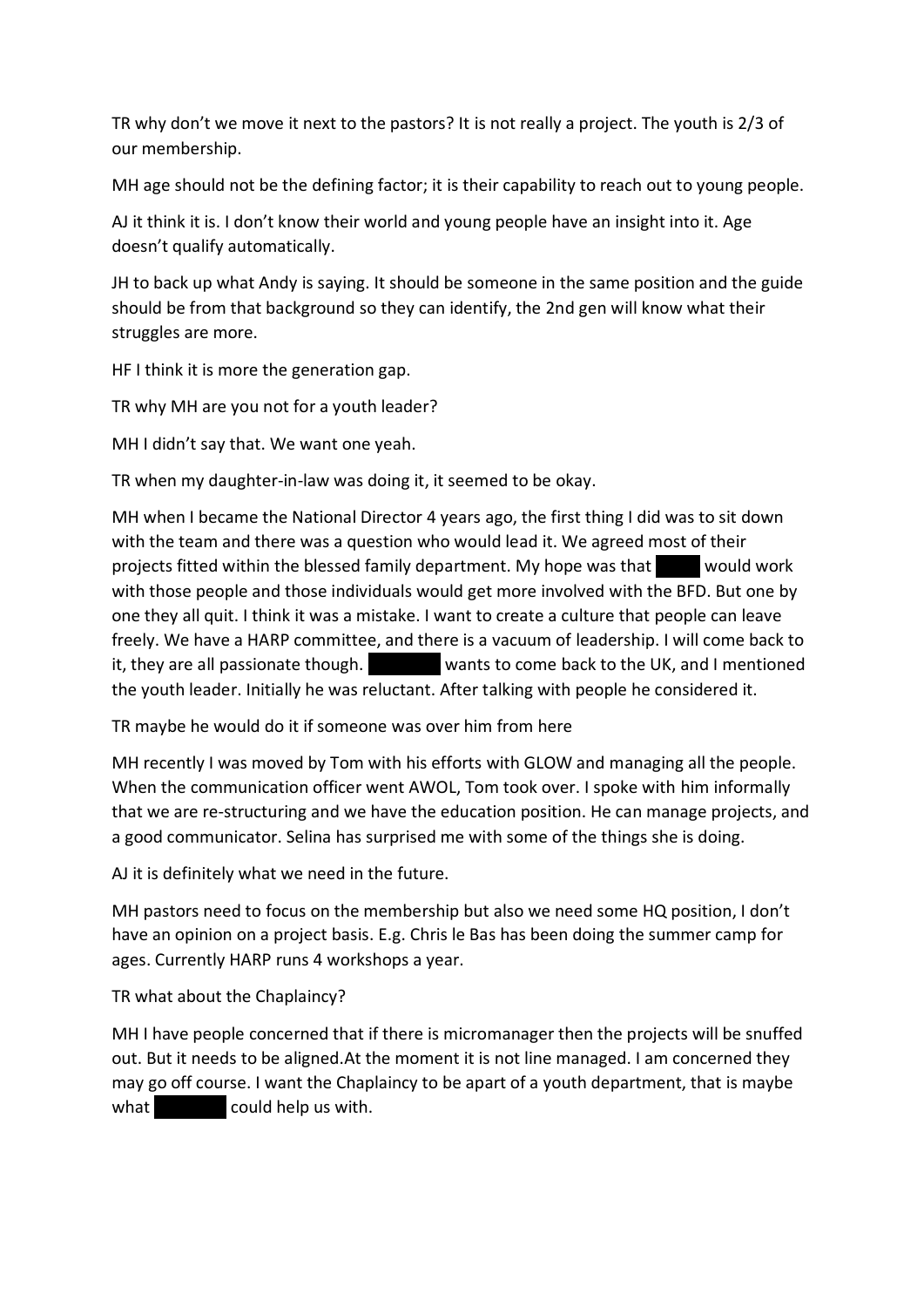TR why don't we move it next to the pastors? It is not really a project. The youth is 2/3 of our membership.

MH age should not be the defining factor; it is their capability to reach out to young people.

AJ it think it is. I don't know their world and young people have an insight into it. Age doesn't qualify automatically.

JH to back up what Andy is saying. It should be someone in the same position and the guide should be from that background so they can identify, the 2nd gen will know what their struggles are more.

HF I think it is more the generation gap.

TR why MH are you not for a youth leader?

MH I didn't say that. We want one yeah.

TR when my daughter-in-law was doing it, it seemed to be okay.

MH when I became the National Director 4 years ago, the first thing I did was to sit down with the team and there was a question who would lead it. We agreed most of their projects fitted within the blessed family department. My hope was that ████ would work with those people and those individuals would get more involved with the BFD. But one by one they all quit. I think it was a mistake. I want to create a culture that people can leave freely. We have a HARP committee, and there is a vacuum of leadership. I will come back to it, they are all passionate though. ██████ wants to come back to the UK, and I mentioned the youth leader. Initially he was reluctant. After talking with people he considered it.

TR maybe he would do it if someone was over him from here

MH recently I was moved by Tom with his efforts with GLOW and managing all the people. When the communication officer went AWOL, Tom took over. I spoke with him informally that we are re-structuring and we have the education position. He can manage projects, and a good communicator. Selina has surprised me with some of the things she is doing.

AJ it is definitely what we need in the future.

MH pastors need to focus on the membership but also we need some HQ position, I don't have an opinion on a project basis. E.g. Chris le Bas has been doing the summer camp for ages. Currently HARP runs 4 workshops a year.

TR what about the Chaplaincy?

MH I have people concerned that if there is micromanager then the projects will be snuffed out. But it needs to be aligned.At the moment it is not line managed. I am concerned they may go off course. I want the Chaplaincy to be apart of a youth department, that is maybe what ██████ could help us with.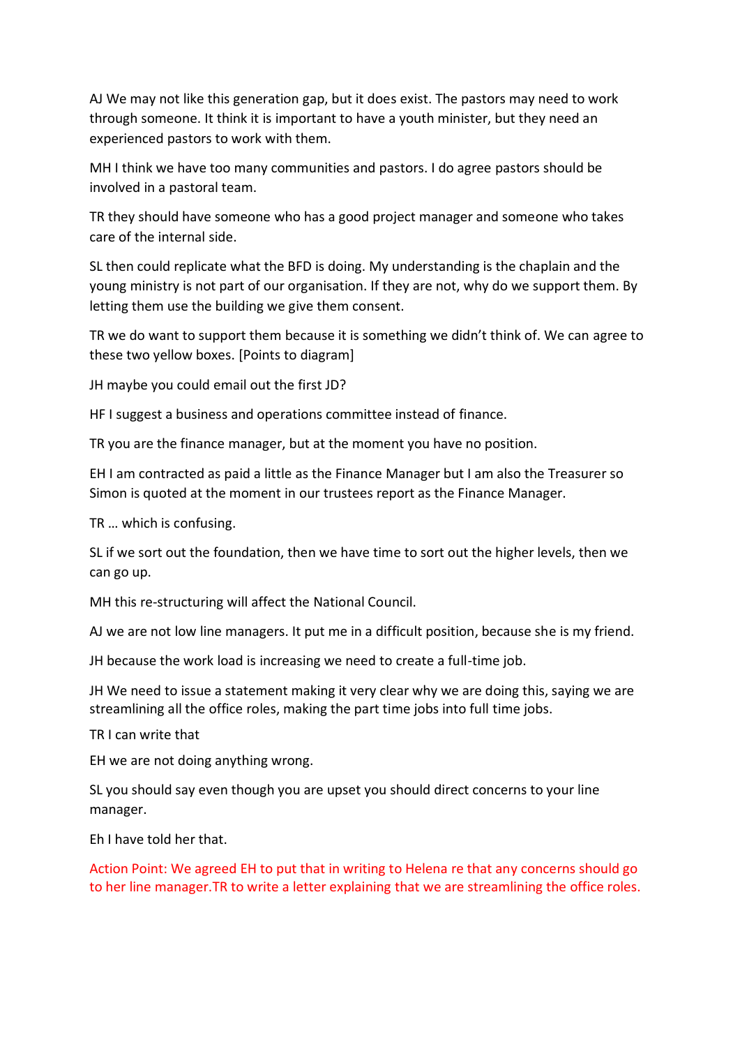AJ We may not like this generation gap, but it does exist. The pastors may need to work through someone. It think it is important to have a youth minister, but they need an experienced pastors to work with them.

MH I think we have too many communities and pastors. I do agree pastors should be involved in a pastoral team.

TR they should have someone who has a good project manager and someone who takes care of the internal side.

SL then could replicate what the BFD is doing. My understanding is the chaplain and the young ministry is not part of our organisation. If they are not, why do we support them. By letting them use the building we give them consent.

TR we do want to support them because it is something we didn't think of. We can agree to these two yellow boxes. [Points to diagram]

JH maybe you could email out the first JD?

HF I suggest a business and operations committee instead of finance.

TR you are the finance manager, but at the moment you have no position.

EH I am contracted as paid a little as the Finance Manager but I am also the Treasurer so Simon is quoted at the moment in our trustees report as the Finance Manager.

TR … which is confusing.

SL if we sort out the foundation, then we have time to sort out the higher levels, then we can go up.

MH this re-structuring will affect the National Council.

AJ we are not low line managers. It put me in a difficult position, because she is my friend.

JH because the work load is increasing we need to create a full-time job.

JH We need to issue a statement making it very clear why we are doing this, saying we are streamlining all the office roles, making the part time jobs into full time jobs.

TR I can write that

EH we are not doing anything wrong.

SL you should say even though you are upset you should direct concerns to your line manager.

Eh I have told her that.

Action Point: We agreed EH to put that in writing to Helena re that any concerns should go to her line manager.TR to write a letter explaining that we are streamlining the office roles.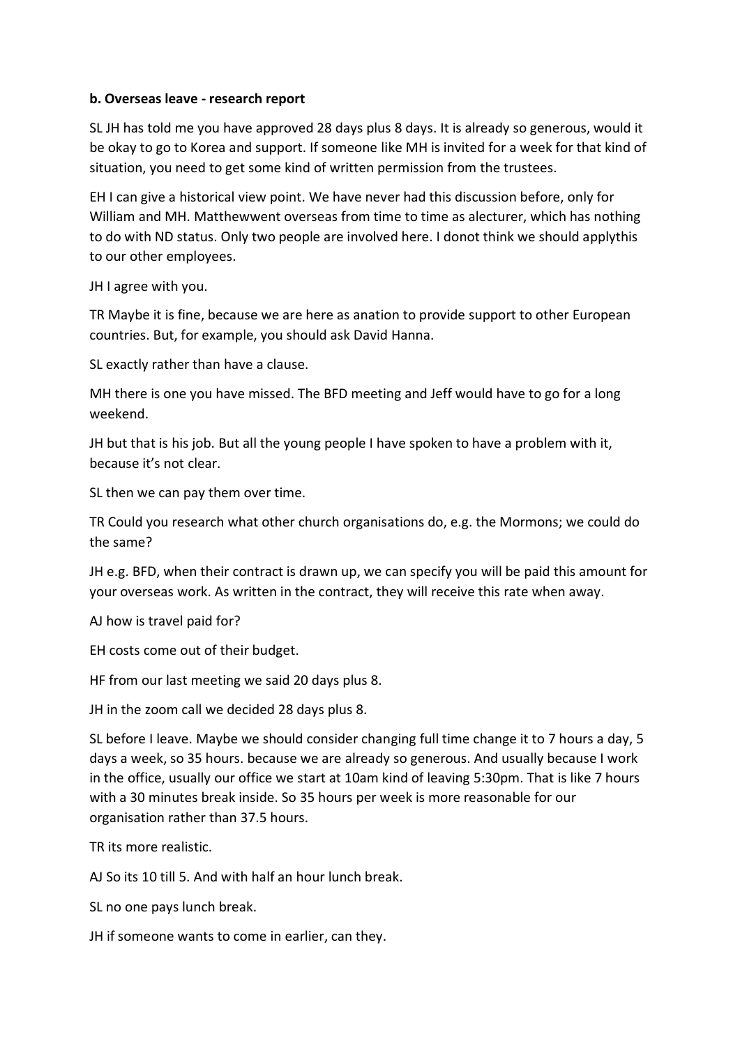**b. Overseas leave - research report**

SL JH has told me you have approved 28 days plus 8 days. It is already so generous, would it be okay to go to Korea and support. If someone like MH is invited for a week for that kind of situation, you need to get some kind of written permission from the trustees.

EH I can give a historical view point. We have never had this discussion before, only for William and MH. Matthewwent overseas from time to time as alecturer, which has nothing to do with ND status. Only two people are involved here. I donot think we should applythis to our other employees.

JH I agree with you.

TR Maybe it is fine, because we are here as anation to provide support to other European countries. But, for example, you should ask David Hanna.

SL exactly rather than have a clause.

MH there is one you have missed. The BFD meeting and Jeff would have to go for a long weekend.

JH but that is his job. But all the young people I have spoken to have a problem with it, because it's not clear.

SL then we can pay them over time.

TR Could you research what other church organisations do, e.g. the Mormons; we could do the same?

JH e.g. BFD, when their contract is drawn up, we can specify you will be paid this amount for your overseas work. As written in the contract, they will receive this rate when away.

AJ how is travel paid for?

EH costs come out of their budget.

HF from our last meeting we said 20 days plus 8.

JH in the zoom call we decided 28 days plus 8.

SL before I leave. Maybe we should consider changing full time change it to 7 hours a day, 5 days a week, so 35 hours. because we are already so generous. And usually because I work in the office, usually our office we start at 10am kind of leaving 5:30pm. That is like 7 hours with a 30 minutes break inside. So 35 hours per week is more reasonable for our organisation rather than 37.5 hours.

TR its more realistic.

AJ So its 10 till 5. And with half an hour lunch break.

SL no one pays lunch break.

JH if someone wants to come in earlier, can they.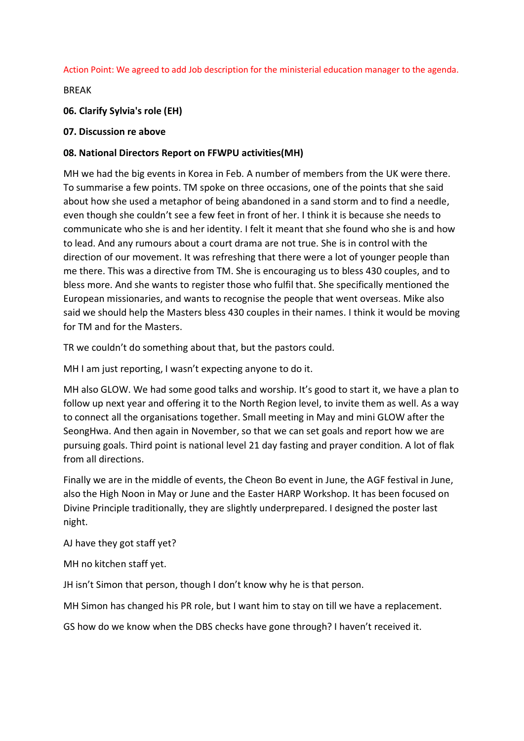Action Point: We agreed to add Job description for the ministerial education manager to the agenda.

BREAK

**06. Clarify Sylvia's role (EH)**

**07. Discussion re above**

**08. National Directors Report on FFWPU activities(MH)**

MH we had the big events in Korea in Feb. A number of members from the UK were there. To summarise a few points. TM spoke on three occasions, one of the points that she said about how she used a metaphor of being abandoned in a sand storm and to find a needle, even though she couldn't see a few feet in front of her. I think it is because she needs to communicate who she is and her identity. I felt it meant that she found who she is and how to lead. And any rumours about a court drama are not true. She is in control with the direction of our movement. It was refreshing that there were a lot of younger people than me there. This was a directive from TM. She is encouraging us to bless 430 couples, and to bless more. And she wants to register those who fulfil that. She specifically mentioned the European missionaries, and wants to recognise the people that went overseas. Mike also said we should help the Masters bless 430 couples in their names. I think it would be moving for TM and for the Masters.

TR we couldn't do something about that, but the pastors could.

MH I am just reporting, I wasn't expecting anyone to do it.

MH also GLOW. We had some good talks and worship. It's good to start it, we have a plan to follow up next year and offering it to the North Region level, to invite them as well. As a way to connect all the organisations together. Small meeting in May and mini GLOW after the SeongHwa. And then again in November, so that we can set goals and report how we are pursuing goals. Third point is national level 21 day fasting and prayer condition. A lot of flak from all directions.

Finally we are in the middle of events, the Cheon Bo event in June, the AGF festival in June, also the High Noon in May or June and the Easter HARP Workshop. It has been focused on Divine Principle traditionally, they are slightly underprepared. I designed the poster last night.

AJ have they got staff yet?

MH no kitchen staff yet.

JH isn't Simon that person, though I don't know why he is that person.

MH Simon has changed his PR role, but I want him to stay on till we have a replacement.

GS how do we know when the DBS checks have gone through? I haven't received it.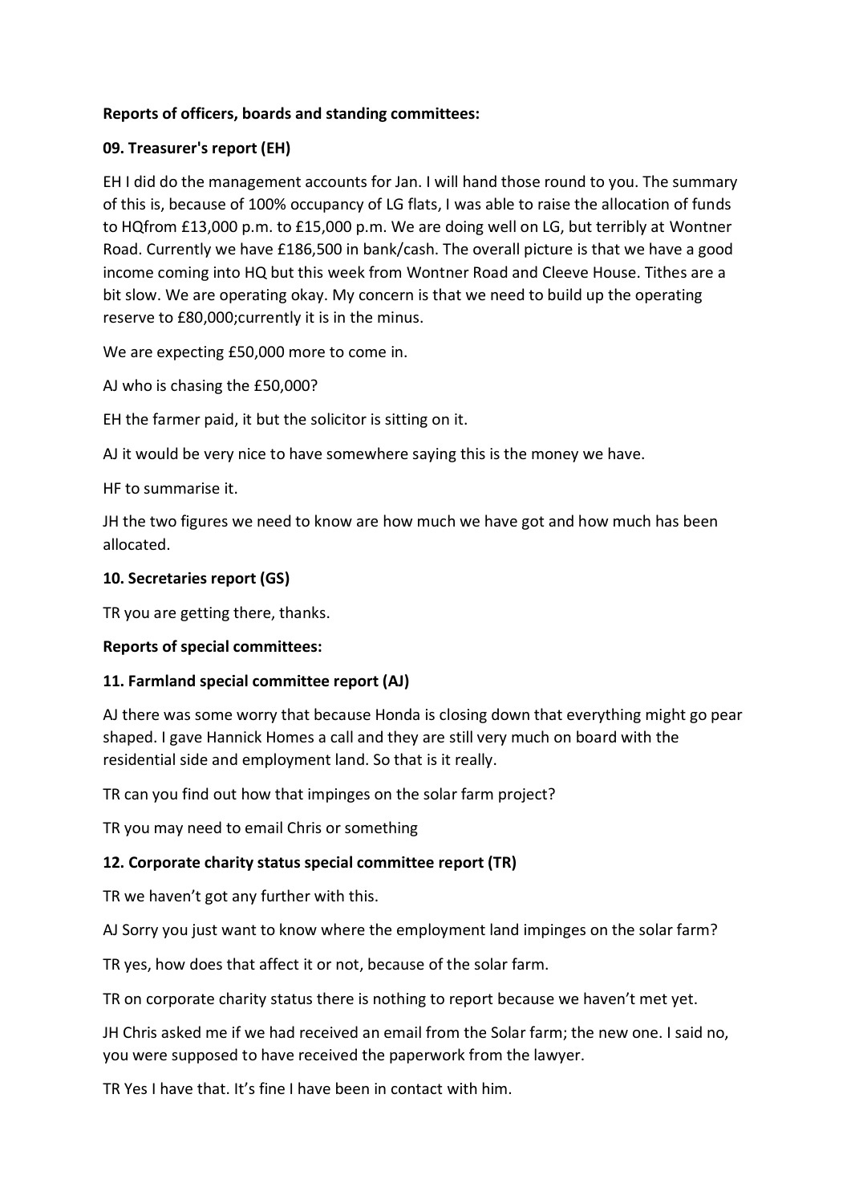**Reports of officers, boards and standing committees:**

**09. Treasurer's report (EH)**

EH I did do the management accounts for Jan. I will hand those round to you. The summary of this is, because of 100% occupancy of LG flats, I was able to raise the allocation of funds to HQfrom £13,000 p.m. to £15,000 p.m. We are doing well on LG, but terribly at Wontner Road. Currently we have £186,500 in bank/cash. The overall picture is that we have a good income coming into HQ but this week from Wontner Road and Cleeve House. Tithes are a bit slow. We are operating okay. My concern is that we need to build up the operating reserve to £80,000;currently it is in the minus.

We are expecting £50,000 more to come in.

AJ who is chasing the £50,000?

EH the farmer paid, it but the solicitor is sitting on it.

AJ it would be very nice to have somewhere saying this is the money we have.

HF to summarise it.

JH the two figures we need to know are how much we have got and how much has been allocated.

**10. Secretaries report (GS)**

TR you are getting there, thanks.

**Reports of special committees:**

**11. Farmland special committee report (AJ)**

AJ there was some worry that because Honda is closing down that everything might go pear shaped. I gave Hannick Homes a call and they are still very much on board with the residential side and employment land. So that is it really.

TR can you find out how that impinges on the solar farm project?

TR you may need to email Chris or something

**12. Corporate charity status special committee report (TR)**

TR we haven't got any further with this.

AJ Sorry you just want to know where the employment land impinges on the solar farm?

TR yes, how does that affect it or not, because of the solar farm.

TR on corporate charity status there is nothing to report because we haven't met yet.

JH Chris asked me if we had received an email from the Solar farm; the new one. I said no, you were supposed to have received the paperwork from the lawyer.

TR Yes I have that. It's fine I have been in contact with him.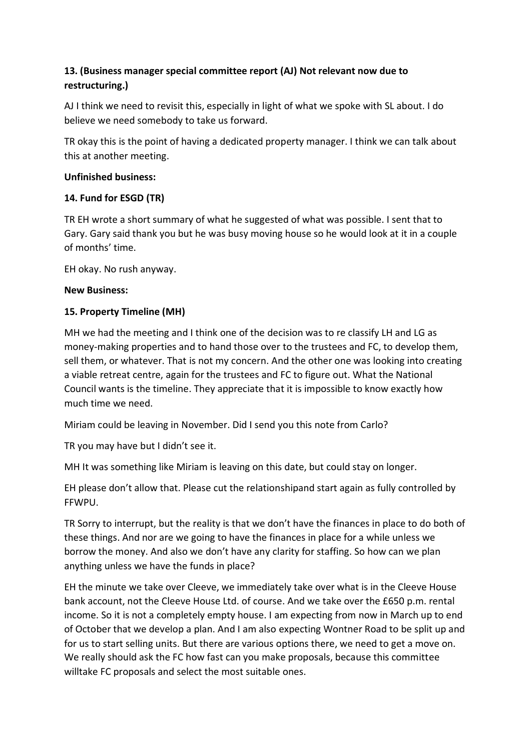**13. (Business manager special committee report (AJ) Not relevant now due to restructuring.)**

AJ I think we need to revisit this, especially in light of what we spoke with SL about. I do believe we need somebody to take us forward.

TR okay this is the point of having a dedicated property manager. I think we can talk about this at another meeting.

**Unfinished business:**

**14. Fund for ESGD (TR)**

TR EH wrote a short summary of what he suggested of what was possible. I sent that to Gary. Gary said thank you but he was busy moving house so he would look at it in a couple of months' time.

EH okay. No rush anyway.

**New Business:**

**15. Property Timeline (MH)**

MH we had the meeting and I think one of the decision was to re classify LH and LG as money-making properties and to hand those over to the trustees and FC, to develop them, sell them, or whatever. That is not my concern. And the other one was looking into creating a viable retreat centre, again for the trustees and FC to figure out. What the National Council wants is the timeline. They appreciate that it is impossible to know exactly how much time we need.

Miriam could be leaving in November. Did I send you this note from Carlo?

TR you may have but I didn't see it.

MH It was something like Miriam is leaving on this date, but could stay on longer.

EH please don't allow that. Please cut the relationshipand start again as fully controlled by FFWPU.

TR Sorry to interrupt, but the reality is that we don't have the finances in place to do both of these things. And nor are we going to have the finances in place for a while unless we borrow the money. And also we don't have any clarity for staffing. So how can we plan anything unless we have the funds in place?

EH the minute we take over Cleeve, we immediately take over what is in the Cleeve House bank account, not the Cleeve House Ltd. of course. And we take over the £650 p.m. rental income. So it is not a completely empty house. I am expecting from now in March up to end of October that we develop a plan. And I am also expecting Wontner Road to be split up and for us to start selling units. But there are various options there, we need to get a move on. We really should ask the FC how fast can you make proposals, because this committee willtake FC proposals and select the most suitable ones.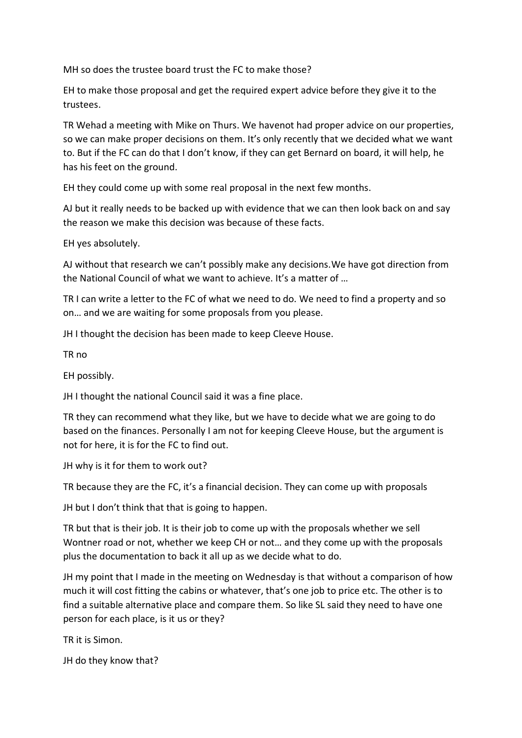MH so does the trustee board trust the FC to make those?

EH to make those proposal and get the required expert advice before they give it to the trustees.

TR Wehad a meeting with Mike on Thurs. We havenot had proper advice on our properties, so we can make proper decisions on them. It's only recently that we decided what we want to. But if the FC can do that I don't know, if they can get Bernard on board, it will help, he has his feet on the ground.

EH they could come up with some real proposal in the next few months.

AJ but it really needs to be backed up with evidence that we can then look back on and say the reason we make this decision was because of these facts.

EH yes absolutely.

AJ without that research we can't possibly make any decisions.We have got direction from the National Council of what we want to achieve. It's a matter of …

TR I can write a letter to the FC of what we need to do. We need to find a property and so on… and we are waiting for some proposals from you please.

JH I thought the decision has been made to keep Cleeve House.

TR no

EH possibly.

JH I thought the national Council said it was a fine place.

TR they can recommend what they like, but we have to decide what we are going to do based on the finances. Personally I am not for keeping Cleeve House, but the argument is not for here, it is for the FC to find out.

JH why is it for them to work out?

TR because they are the FC, it's a financial decision. They can come up with proposals

JH but I don't think that that is going to happen.

TR but that is their job. It is their job to come up with the proposals whether we sell Wontner road or not, whether we keep CH or not… and they come up with the proposals plus the documentation to back it all up as we decide what to do.

JH my point that I made in the meeting on Wednesday is that without a comparison of how much it will cost fitting the cabins or whatever, that's one job to price etc. The other is to find a suitable alternative place and compare them. So like SL said they need to have one person for each place, is it us or they?

TR it is Simon.

JH do they know that?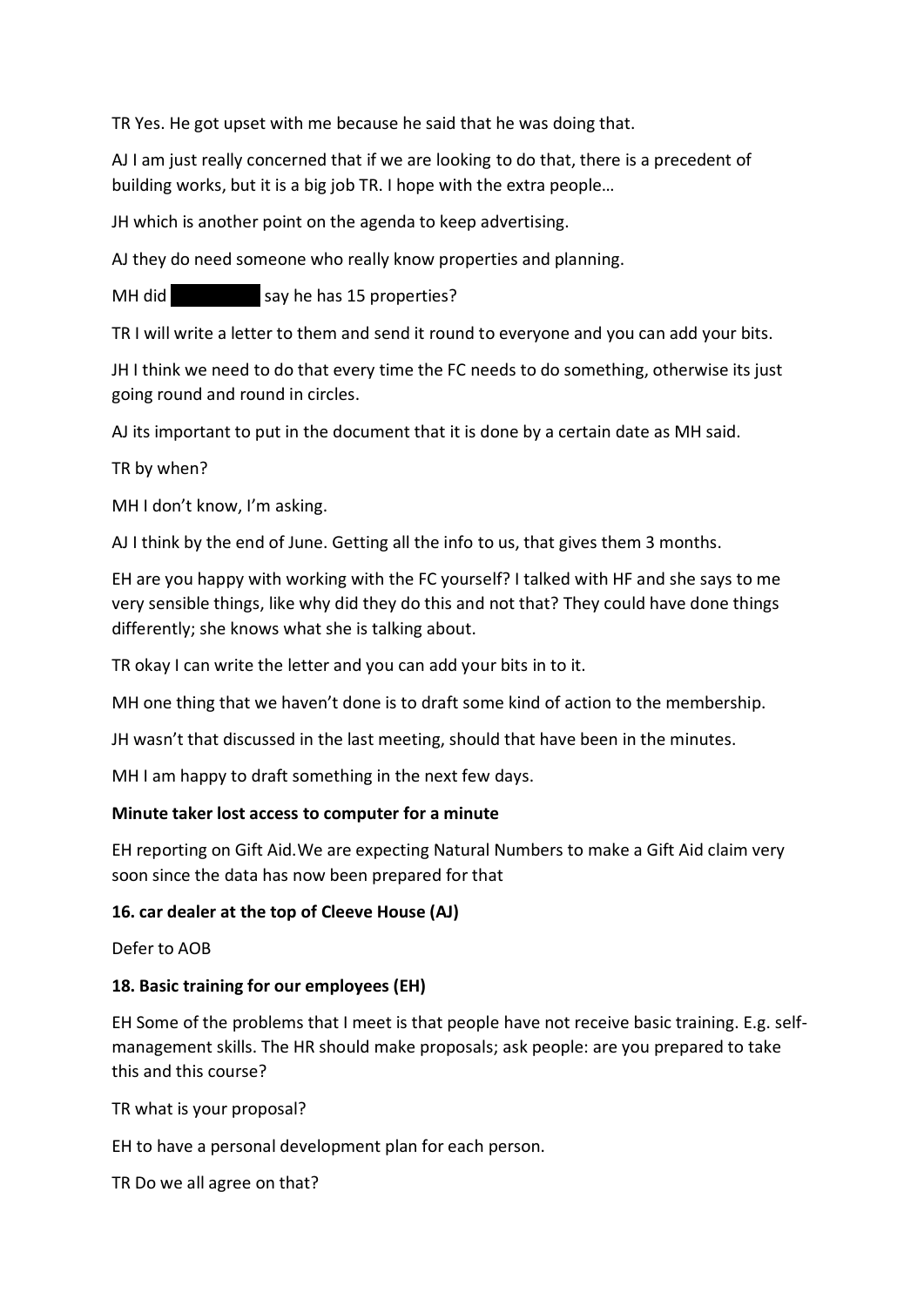TR Yes. He got upset with me because he said that he was doing that.

AJ I am just really concerned that if we are looking to do that, there is a precedent of building works, but it is a big job TR. I hope with the extra people…

JH which is another point on the agenda to keep advertising.

AJ they do need someone who really know properties and planning.

MH did ██████ say he has 15 properties?

TR I will write a letter to them and send it round to everyone and you can add your bits.

JH I think we need to do that every time the FC needs to do something, otherwise its just going round and round in circles.

AJ its important to put in the document that it is done by a certain date as MH said.

TR by when?

MH I don't know, I'm asking.

AJ I think by the end of June. Getting all the info to us, that gives them 3 months.

EH are you happy with working with the FC yourself? I talked with HF and she says to me very sensible things, like why did they do this and not that? They could have done things differently; she knows what she is talking about.

TR okay I can write the letter and you can add your bits in to it.

MH one thing that we haven't done is to draft some kind of action to the membership.

JH wasn't that discussed in the last meeting, should that have been in the minutes.

MH I am happy to draft something in the next few days.

**Minute taker lost access to computer for a minute**

EH reporting on Gift Aid.We are expecting Natural Numbers to make a Gift Aid claim very soon since the data has now been prepared for that

**16. car dealer at the top of Cleeve House (AJ)**

Defer to AOB

**18. Basic training for our employees (EH)**

EH Some of the problems that I meet is that people have not receive basic training. E.g. self-management skills. The HR should make proposals; ask people: are you prepared to take this and this course?

TR what is your proposal?

EH to have a personal development plan for each person.

TR Do we all agree on that?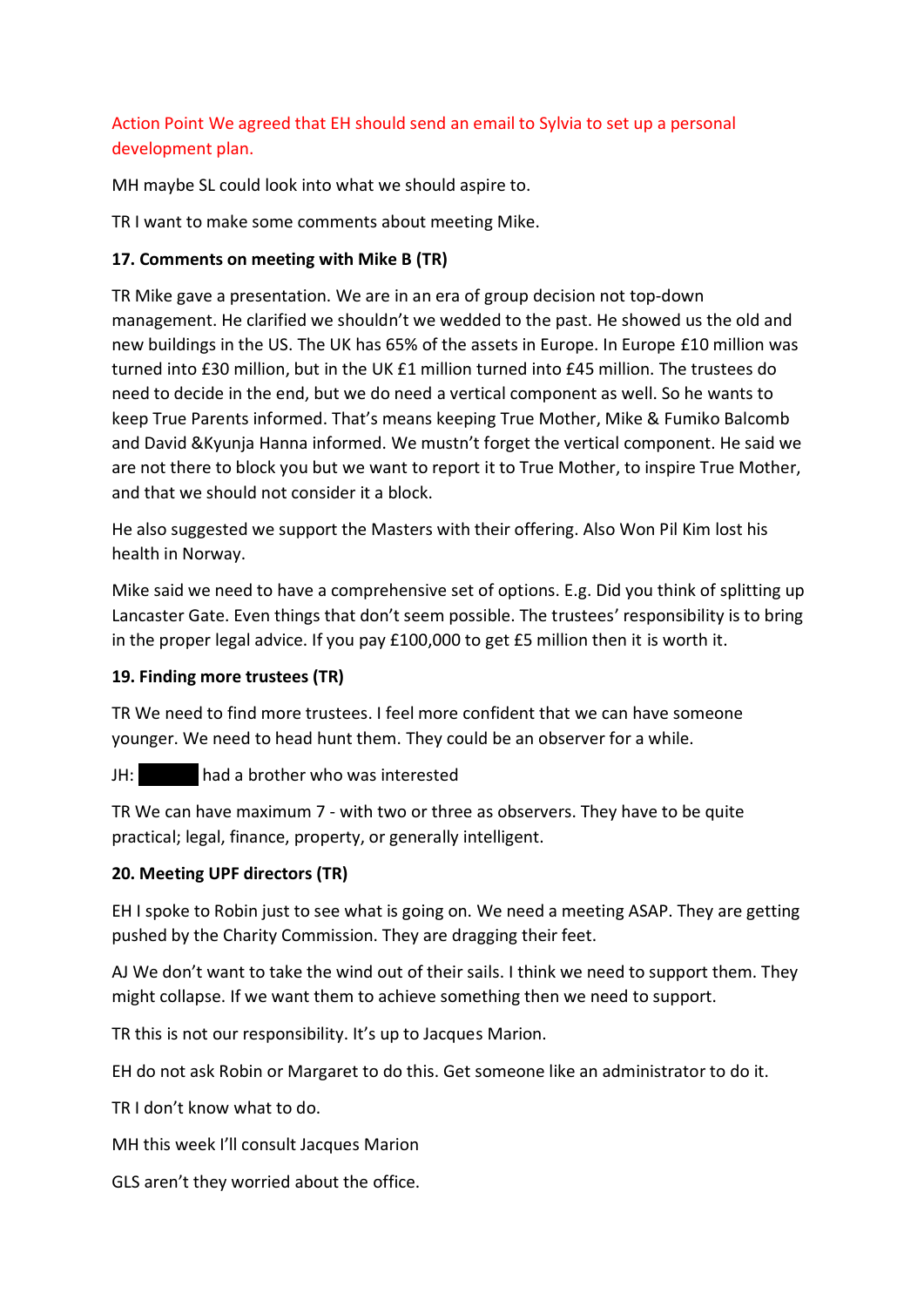Action Point We agreed that EH should send an email to Sylvia to set up a personal development plan.

MH maybe SL could look into what we should aspire to.

TR I want to make some comments about meeting Mike.

**17. Comments on meeting with Mike B (TR)**

TR Mike gave a presentation. We are in an era of group decision not top-down management. He clarified we shouldn't we wedded to the past. He showed us the old and new buildings in the US. The UK has 65% of the assets in Europe. In Europe £10 million was turned into £30 million, but in the UK £1 million turned into £45 million. The trustees do need to decide in the end, but we do need a vertical component as well. So he wants to keep True Parents informed. That's means keeping True Mother, Mike & Fumiko Balcomb and David &Kyunja Hanna informed. We mustn't forget the vertical component. He said we are not there to block you but we want to report it to True Mother, to inspire True Mother, and that we should not consider it a block.

He also suggested we support the Masters with their offering. Also Won Pil Kim lost his health in Norway.

Mike said we need to have a comprehensive set of options. E.g. Did you think of splitting up Lancaster Gate. Even things that don't seem possible. The trustees' responsibility is to bring in the proper legal advice. If you pay £100,000 to get £5 million then it is worth it.

**19. Finding more trustees (TR)**

TR We need to find more trustees. I feel more confident that we can have someone younger. We need to head hunt them. They could be an observer for a while.

JH: [redacted] had a brother who was interested

TR We can have maximum 7 - with two or three as observers. They have to be quite practical; legal, finance, property, or generally intelligent.

**20. Meeting UPF directors (TR)**

EH I spoke to Robin just to see what is going on. We need a meeting ASAP. They are getting pushed by the Charity Commission. They are dragging their feet.

AJ We don't want to take the wind out of their sails. I think we need to support them. They might collapse. If we want them to achieve something then we need to support.

TR this is not our responsibility. It's up to Jacques Marion.

EH do not ask Robin or Margaret to do this. Get someone like an administrator to do it.

TR I don't know what to do.

MH this week I'll consult Jacques Marion

GLS aren't they worried about the office.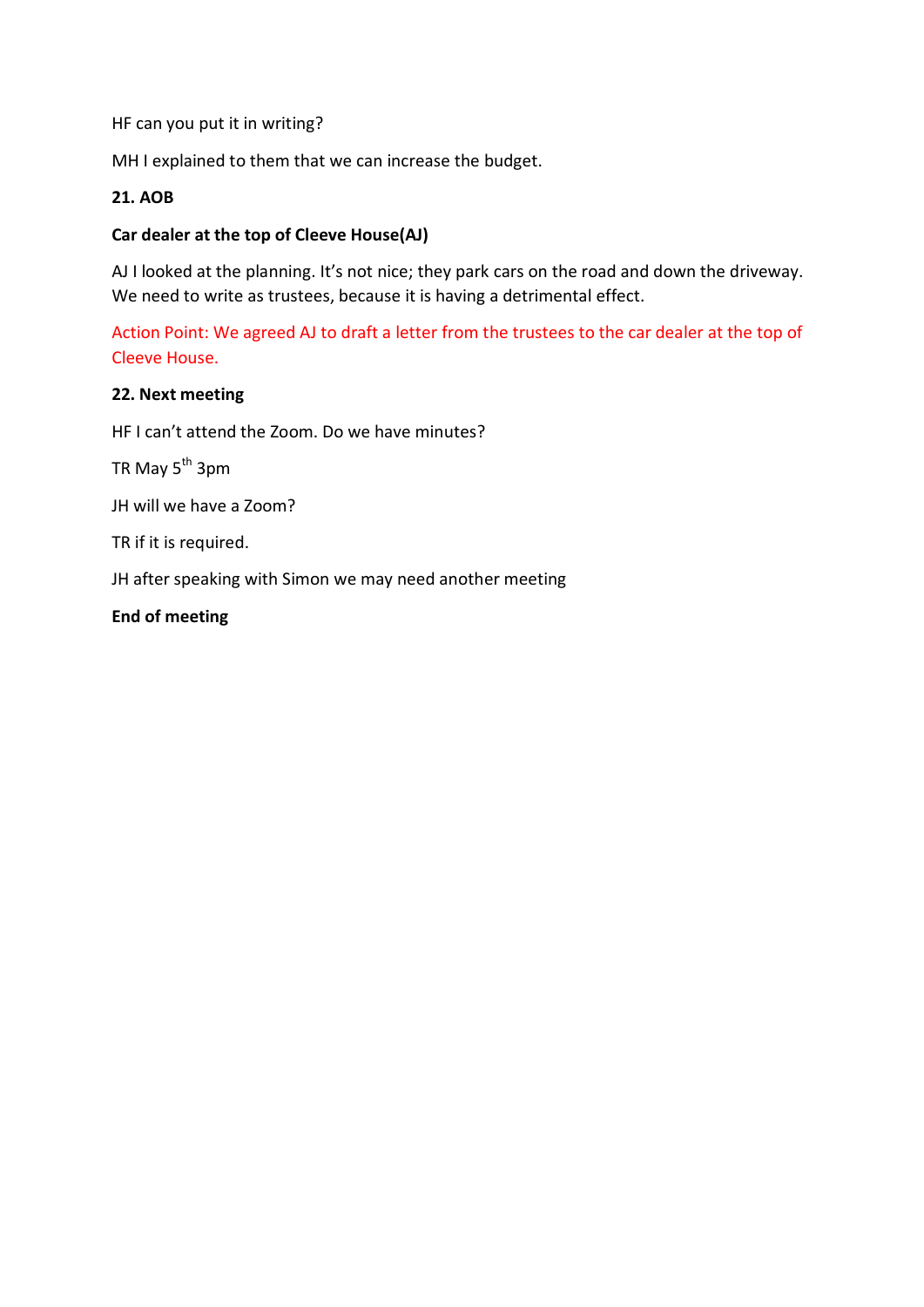HF can you put it in writing?

MH I explained to them that we can increase the budget.

**21. AOB**

**Car dealer at the top of Cleeve House(AJ)**

AJ I looked at the planning. It’s not nice; they park cars on the road and down the driveway. We need to write as trustees, because it is having a detrimental effect.

Action Point: We agreed AJ to draft a letter from the trustees to the car dealer at the top of Cleeve House.

**22. Next meeting**

HF I can’t attend the Zoom. Do we have minutes?

TR May 5th 3pm

JH will we have a Zoom?

TR if it is required.

JH after speaking with Simon we may need another meeting

**End of meeting**